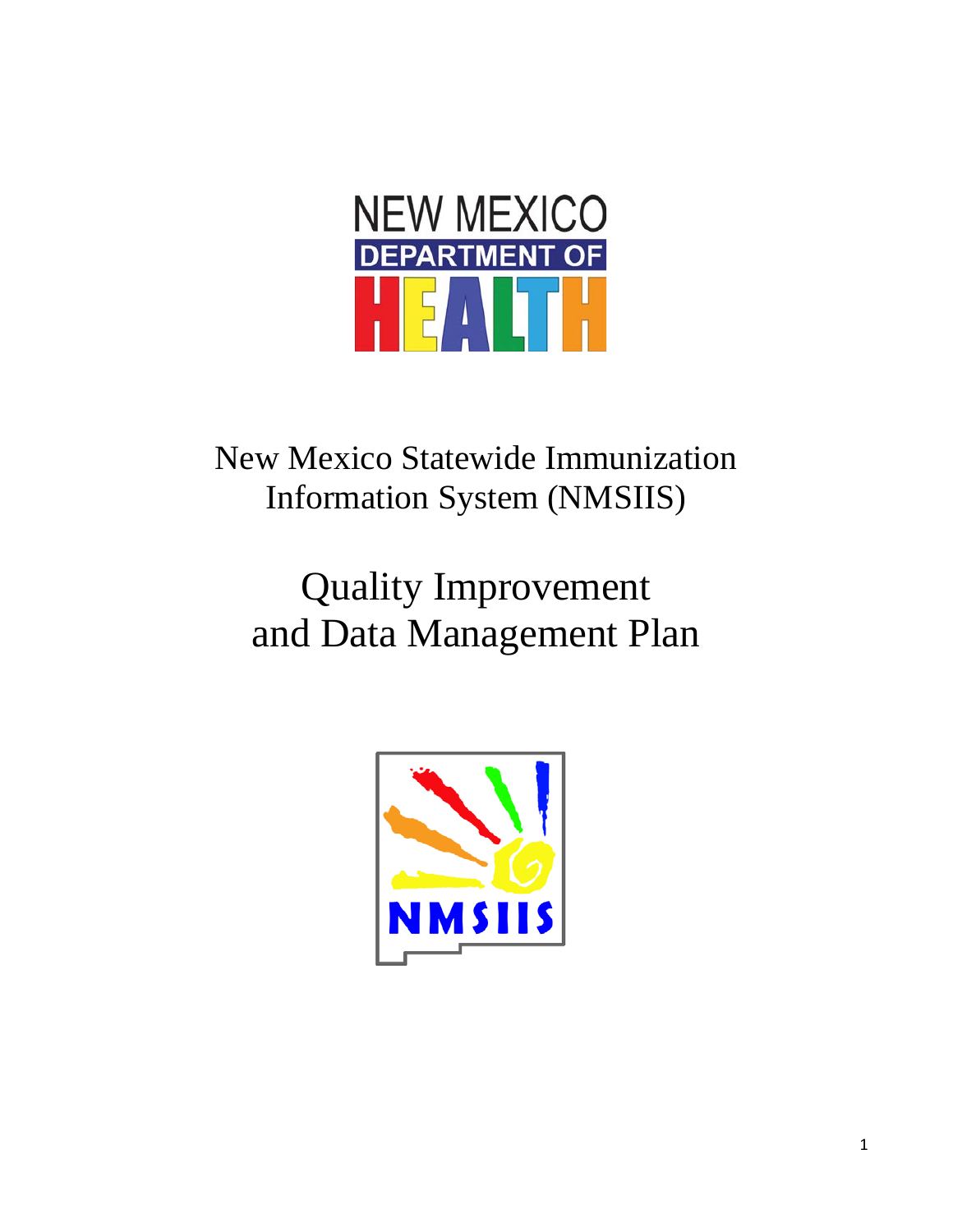NEW MEXICO DEPARTMENT OF HEALTH

# New Mexico Statewide Immunization Information System (NMSIIS)

# Quality Improvement and Data Management Plan

NMSIIS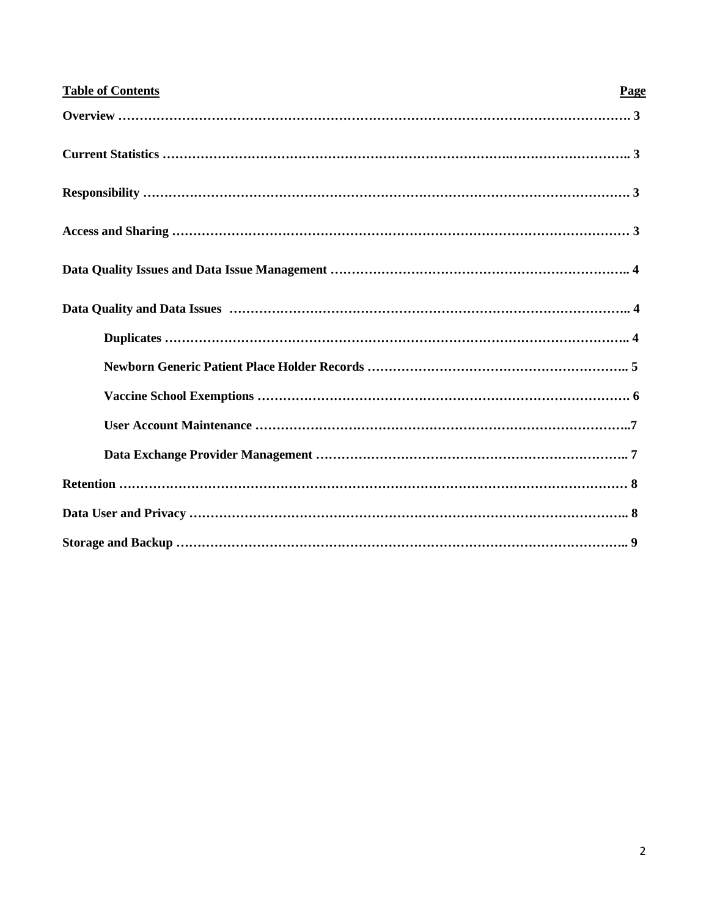| **Table of Contents** | **Page** |
|---|---|
| **Overview** | **3** |
| **Current Statistics** | **3** |
| **Responsibility** | **3** |
| **Access and Sharing** | **3** |
| **Data Quality Issues and Data Issue Management** | **4** |
| **Data Quality and Data Issues** | **4** |
| &nbsp;&nbsp;&nbsp;&nbsp;**Duplicates** | **4** |
| &nbsp;&nbsp;&nbsp;&nbsp;**Newborn Generic Patient Place Holder Records** | **5** |
| &nbsp;&nbsp;&nbsp;&nbsp;**Vaccine School Exemptions** | **6** |
| &nbsp;&nbsp;&nbsp;&nbsp;**User Account Maintenance** | **7** |
| &nbsp;&nbsp;&nbsp;&nbsp;**Data Exchange Provider Management** | **7** |
| **Retention** | **8** |
| **Data User and Privacy** | **8** |
| **Storage and Backup** | **9** |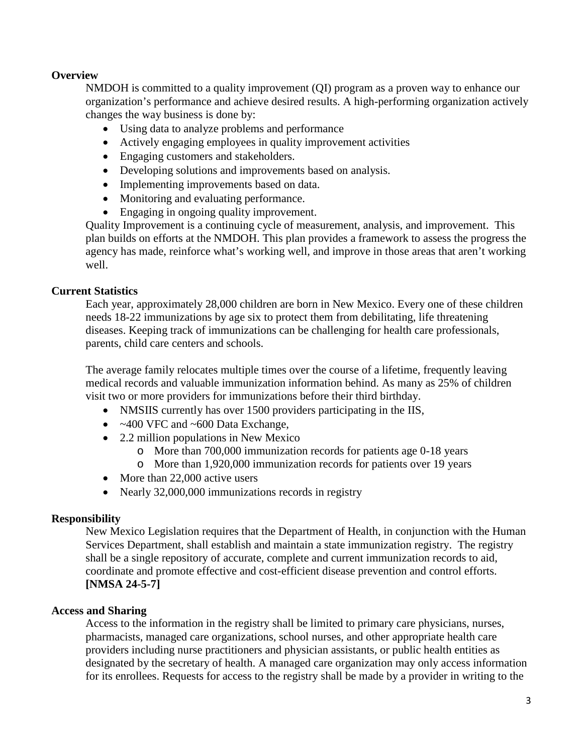## Overview

NMDOH is committed to a quality improvement (QI) program as a proven way to enhance our organization's performance and achieve desired results. A high-performing organization actively changes the way business is done by:

- Using data to analyze problems and performance
- Actively engaging employees in quality improvement activities
- Engaging customers and stakeholders.
- Developing solutions and improvements based on analysis.
- Implementing improvements based on data.
- Monitoring and evaluating performance.
- Engaging in ongoing quality improvement.

Quality Improvement is a continuing cycle of measurement, analysis, and improvement. This plan builds on efforts at the NMDOH. This plan provides a framework to assess the progress the agency has made, reinforce what's working well, and improve in those areas that aren't working well.

## Current Statistics

Each year, approximately 28,000 children are born in New Mexico. Every one of these children needs 18-22 immunizations by age six to protect them from debilitating, life threatening diseases. Keeping track of immunizations can be challenging for health care professionals, parents, child care centers and schools.

The average family relocates multiple times over the course of a lifetime, frequently leaving medical records and valuable immunization information behind. As many as 25% of children visit two or more providers for immunizations before their third birthday.

- NMSIIS currently has over 1500 providers participating in the IIS,
- ~400 VFC and ~600 Data Exchange,
- 2.2 million populations in New Mexico
  - More than 700,000 immunization records for patients age 0-18 years
  - More than 1,920,000 immunization records for patients over 19 years
- More than 22,000 active users
- Nearly 32,000,000 immunizations records in registry

## Responsibility

New Mexico Legislation requires that the Department of Health, in conjunction with the Human Services Department, shall establish and maintain a state immunization registry. The registry shall be a single repository of accurate, complete and current immunization records to aid, coordinate and promote effective and cost-efficient disease prevention and control efforts. **[NMSA 24-5-7]**

## Access and Sharing

Access to the information in the registry shall be limited to primary care physicians, nurses, pharmacists, managed care organizations, school nurses, and other appropriate health care providers including nurse practitioners and physician assistants, or public health entities as designated by the secretary of health. A managed care organization may only access information for its enrollees. Requests for access to the registry shall be made by a provider in writing to the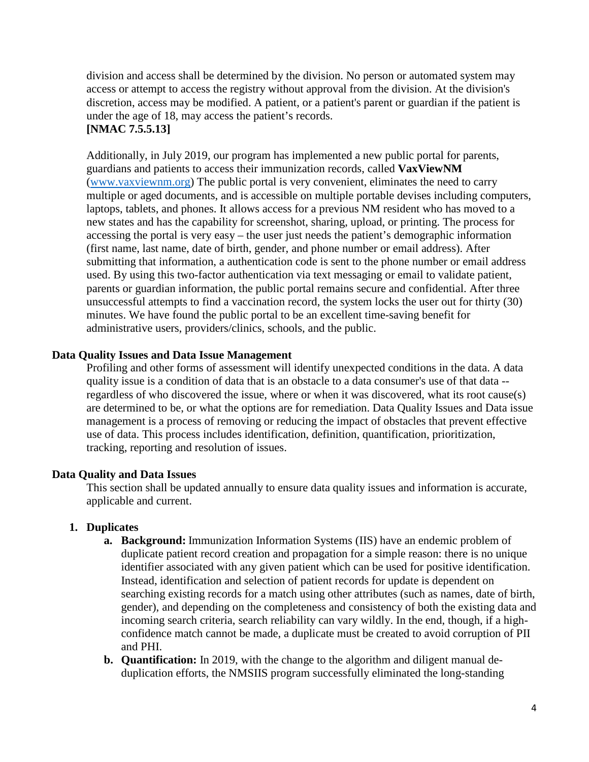division and access shall be determined by the division. No person or automated system may access or attempt to access the registry without approval from the division. At the division's discretion, access may be modified. A patient, or a patient's parent or guardian if the patient is under the age of 18, may access the patient's records.
**[NMAC 7.5.5.13]**

Additionally, in July 2019, our program has implemented a new public portal for parents, guardians and patients to access their immunization records, called **VaxViewNM** ([www.vaxviewnm.org](http://www.vaxviewnm.org)) The public portal is very convenient, eliminates the need to carry multiple or aged documents, and is accessible on multiple portable devises including computers, laptops, tablets, and phones. It allows access for a previous NM resident who has moved to a new states and has the capability for screenshot, sharing, upload, or printing. The process for accessing the portal is very easy – the user just needs the patient's demographic information (first name, last name, date of birth, gender, and phone number or email address). After submitting that information, a authentication code is sent to the phone number or email address used. By using this two-factor authentication via text messaging or email to validate patient, parents or guardian information, the public portal remains secure and confidential. After three unsuccessful attempts to find a vaccination record, the system locks the user out for thirty (30) minutes. We have found the public portal to be an excellent time-saving benefit for administrative users, providers/clinics, schools, and the public.

### Data Quality Issues and Data Issue Management

Profiling and other forms of assessment will identify unexpected conditions in the data. A data quality issue is a condition of data that is an obstacle to a data consumer's use of that data -- regardless of who discovered the issue, where or when it was discovered, what its root cause(s) are determined to be, or what the options are for remediation. Data Quality Issues and Data issue management is a process of removing or reducing the impact of obstacles that prevent effective use of data. This process includes identification, definition, quantification, prioritization, tracking, reporting and resolution of issues.

### Data Quality and Data Issues

This section shall be updated annually to ensure data quality issues and information is accurate, applicable and current.

1. **Duplicates**
   a. **Background:** Immunization Information Systems (IIS) have an endemic problem of duplicate patient record creation and propagation for a simple reason: there is no unique identifier associated with any given patient which can be used for positive identification. Instead, identification and selection of patient records for update is dependent on searching existing records for a match using other attributes (such as names, date of birth, gender), and depending on the completeness and consistency of both the existing data and incoming search criteria, search reliability can vary wildly. In the end, though, if a high-confidence match cannot be made, a duplicate must be created to avoid corruption of PII and PHI.
   b. **Quantification:** In 2019, with the change to the algorithm and diligent manual de-duplication efforts, the NMSIIS program successfully eliminated the long-standing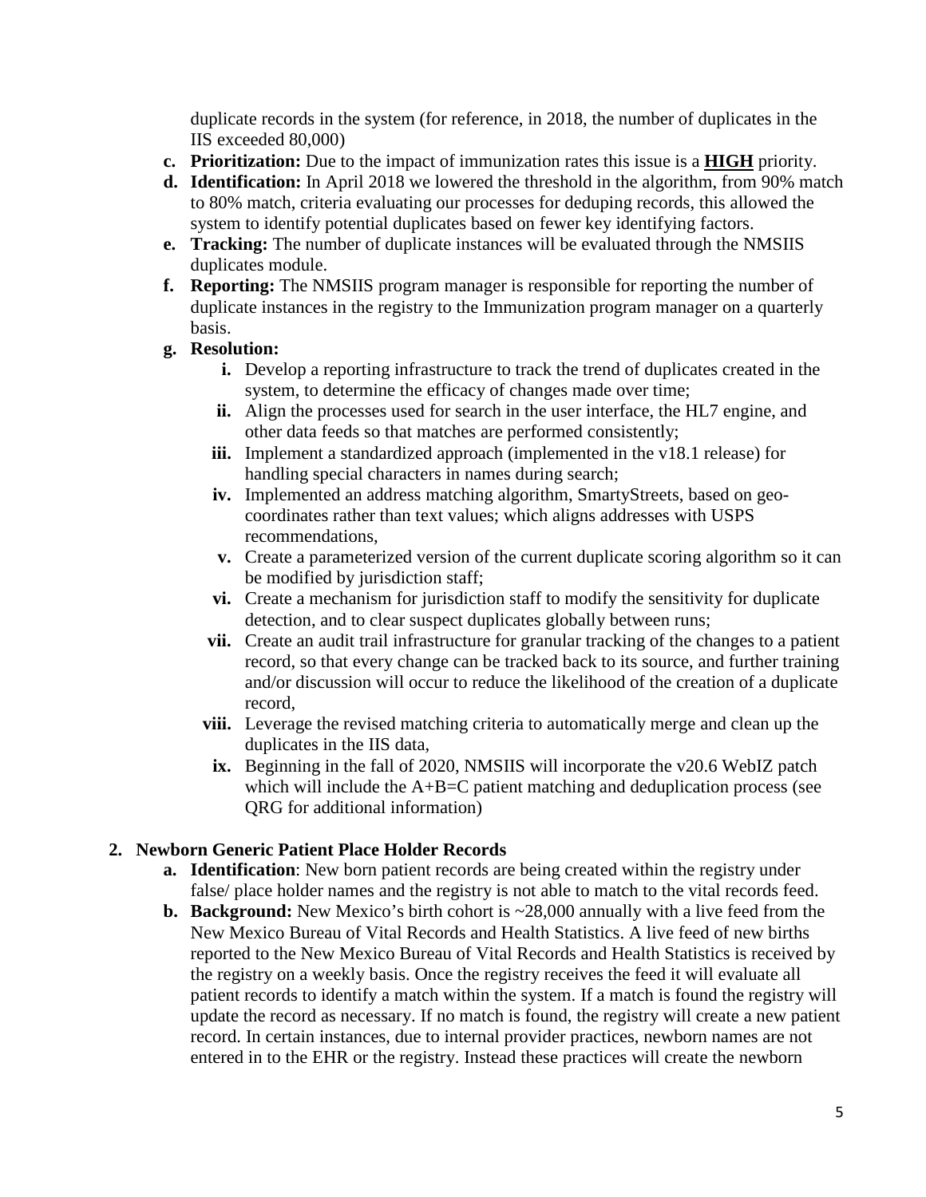duplicate records in the system (for reference, in 2018, the number of duplicates in the IIS exceeded 80,000)

   c. **Prioritization:** Due to the impact of immunization rates this issue is a **HIGH** priority.
   d. **Identification:** In April 2018 we lowered the threshold in the algorithm, from 90% match to 80% match, criteria evaluating our processes for deduping records, this allowed the system to identify potential duplicates based on fewer key identifying factors.
   e. **Tracking:** The number of duplicate instances will be evaluated through the NMSIIS duplicates module.
   f. **Reporting:** The NMSIIS program manager is responsible for reporting the number of duplicate instances in the registry to the Immunization program manager on a quarterly basis.
   g. **Resolution:**
      i. Develop a reporting infrastructure to track the trend of duplicates created in the system, to determine the efficacy of changes made over time;
      ii. Align the processes used for search in the user interface, the HL7 engine, and other data feeds so that matches are performed consistently;
      iii. Implement a standardized approach (implemented in the v18.1 release) for handling special characters in names during search;
      iv. Implemented an address matching algorithm, SmartyStreets, based on geo-coordinates rather than text values; which aligns addresses with USPS recommendations,
      v. Create a parameterized version of the current duplicate scoring algorithm so it can be modified by jurisdiction staff;
      vi. Create a mechanism for jurisdiction staff to modify the sensitivity for duplicate detection, and to clear suspect duplicates globally between runs;
      vii. Create an audit trail infrastructure for granular tracking of the changes to a patient record, so that every change can be tracked back to its source, and further training and/or discussion will occur to reduce the likelihood of the creation of a duplicate record,
      viii. Leverage the revised matching criteria to automatically merge and clean up the duplicates in the IIS data,
      ix. Beginning in the fall of 2020, NMSIIS will incorporate the v20.6 WebIZ patch which will include the A+B=C patient matching and deduplication process (see QRG for additional information)

2. **Newborn Generic Patient Place Holder Records**
   a. **Identification**: New born patient records are being created within the registry under false/ place holder names and the registry is not able to match to the vital records feed.
   b. **Background:** New Mexico's birth cohort is ~28,000 annually with a live feed from the New Mexico Bureau of Vital Records and Health Statistics. A live feed of new births reported to the New Mexico Bureau of Vital Records and Health Statistics is received by the registry on a weekly basis. Once the registry receives the feed it will evaluate all patient records to identify a match within the system. If a match is found the registry will update the record as necessary. If no match is found, the registry will create a new patient record. In certain instances, due to internal provider practices, newborn names are not entered in to the EHR or the registry. Instead these practices will create the newborn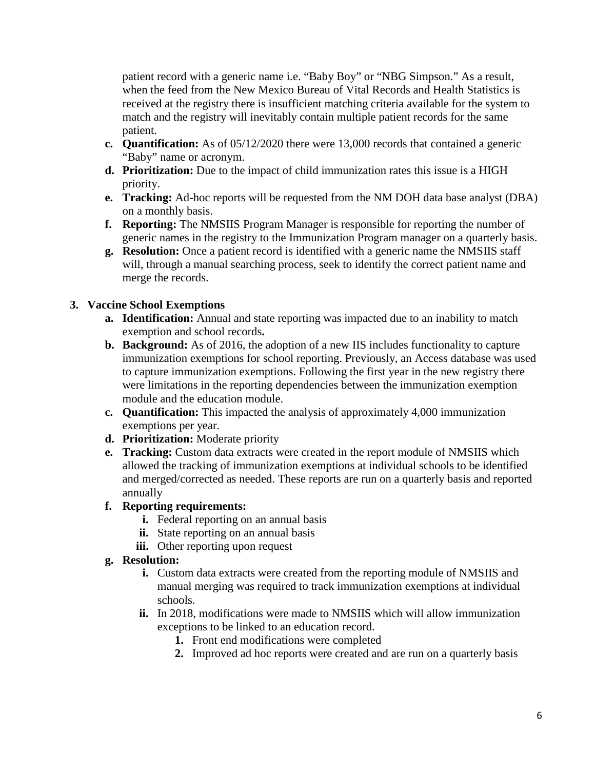patient record with a generic name i.e. "Baby Boy" or "NBG Simpson." As a result, when the feed from the New Mexico Bureau of Vital Records and Health Statistics is received at the registry there is insufficient matching criteria available for the system to match and the registry will inevitably contain multiple patient records for the same patient.

c. **Quantification:** As of 05/12/2020 there were 13,000 records that contained a generic "Baby" name or acronym.

d. **Prioritization:** Due to the impact of child immunization rates this issue is a HIGH priority.

e. **Tracking:** Ad-hoc reports will be requested from the NM DOH data base analyst (DBA) on a monthly basis.

f. **Reporting:** The NMSIIS Program Manager is responsible for reporting the number of generic names in the registry to the Immunization Program manager on a quarterly basis.

g. **Resolution:** Once a patient record is identified with a generic name the NMSIIS staff will, through a manual searching process, seek to identify the correct patient name and merge the records.

**3. Vaccine School Exemptions**

a. **Identification:** Annual and state reporting was impacted due to an inability to match exemption and school records**.**

b. **Background:** As of 2016, the adoption of a new IIS includes functionality to capture immunization exemptions for school reporting. Previously, an Access database was used to capture immunization exemptions. Following the first year in the new registry there were limitations in the reporting dependencies between the immunization exemption module and the education module.

c. **Quantification:** This impacted the analysis of approximately 4,000 immunization exemptions per year.

d. **Prioritization:** Moderate priority

e. **Tracking:** Custom data extracts were created in the report module of NMSIIS which allowed the tracking of immunization exemptions at individual schools to be identified and merged/corrected as needed. These reports are run on a quarterly basis and reported annually

f. **Reporting requirements:**

   i. Federal reporting on an annual basis

   ii. State reporting on an annual basis

   iii. Other reporting upon request

g. **Resolution:**

   i. Custom data extracts were created from the reporting module of NMSIIS and manual merging was required to track immunization exemptions at individual schools.

   ii. In 2018, modifications were made to NMSIIS which will allow immunization exceptions to be linked to an education record.

      1. Front end modifications were completed

      2. Improved ad hoc reports were created and are run on a quarterly basis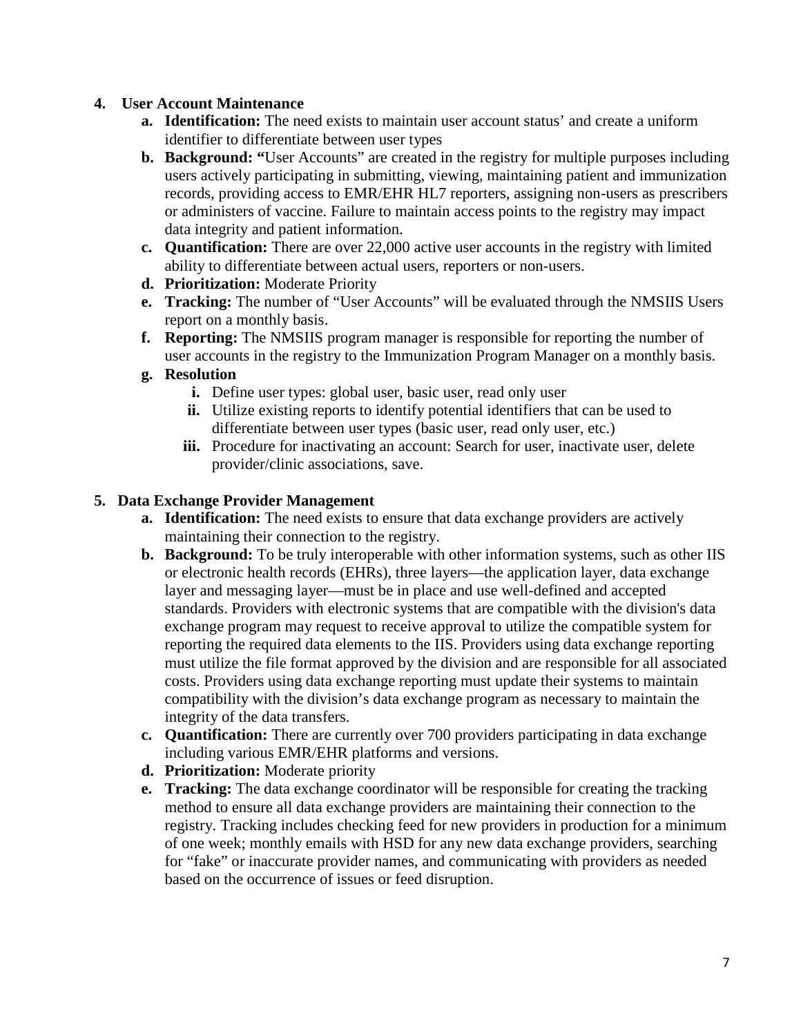4. **User Account Maintenance**
    a. **Identification:** The need exists to maintain user account status' and create a uniform identifier to differentiate between user types
    b. **Background: "**User Accounts" are created in the registry for multiple purposes including users actively participating in submitting, viewing, maintaining patient and immunization records, providing access to EMR/EHR HL7 reporters, assigning non-users as prescribers or administers of vaccine. Failure to maintain access points to the registry may impact data integrity and patient information.
    c. **Quantification:** There are over 22,000 active user accounts in the registry with limited ability to differentiate between actual users, reporters or non-users.
    d. **Prioritization:** Moderate Priority
    e. **Tracking:** The number of "User Accounts" will be evaluated through the NMSIIS Users report on a monthly basis.
    f. **Reporting:** The NMSIIS program manager is responsible for reporting the number of user accounts in the registry to the Immunization Program Manager on a monthly basis.
    g. **Resolution**
        i. Define user types: global user, basic user, read only user
        ii. Utilize existing reports to identify potential identifiers that can be used to differentiate between user types (basic user, read only user, etc.)
        iii. Procedure for inactivating an account: Search for user, inactivate user, delete provider/clinic associations, save.

5. **Data Exchange Provider Management**
    a. **Identification:** The need exists to ensure that data exchange providers are actively maintaining their connection to the registry.
    b. **Background:** To be truly interoperable with other information systems, such as other IIS or electronic health records (EHRs), three layers—the application layer, data exchange layer and messaging layer—must be in place and use well-defined and accepted standards. Providers with electronic systems that are compatible with the division's data exchange program may request to receive approval to utilize the compatible system for reporting the required data elements to the IIS. Providers using data exchange reporting must utilize the file format approved by the division and are responsible for all associated costs. Providers using data exchange reporting must update their systems to maintain compatibility with the division's data exchange program as necessary to maintain the integrity of the data transfers.
    c. **Quantification:** There are currently over 700 providers participating in data exchange including various EMR/EHR platforms and versions.
    d. **Prioritization:** Moderate priority
    e. **Tracking:** The data exchange coordinator will be responsible for creating the tracking method to ensure all data exchange providers are maintaining their connection to the registry. Tracking includes checking feed for new providers in production for a minimum of one week; monthly emails with HSD for any new data exchange providers, searching for "fake" or inaccurate provider names, and communicating with providers as needed based on the occurrence of issues or feed disruption.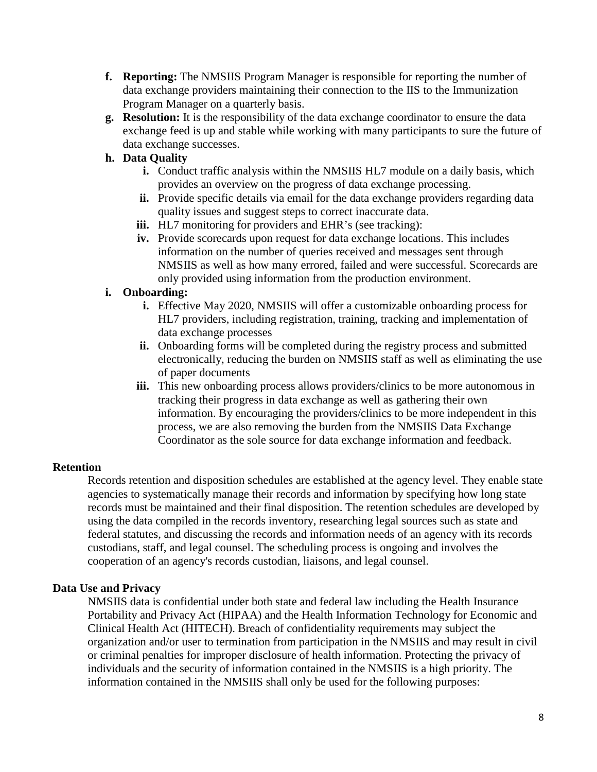f. **Reporting:** The NMSIIS Program Manager is responsible for reporting the number of data exchange providers maintaining their connection to the IIS to the Immunization Program Manager on a quarterly basis.

g. **Resolution:** It is the responsibility of the data exchange coordinator to ensure the data exchange feed is up and stable while working with many participants to sure the future of data exchange successes.

h. **Data Quality**

   i. Conduct traffic analysis within the NMSIIS HL7 module on a daily basis, which provides an overview on the progress of data exchange processing.

   ii. Provide specific details via email for the data exchange providers regarding data quality issues and suggest steps to correct inaccurate data.

   iii. HL7 monitoring for providers and EHR's (see tracking):

   iv. Provide scorecards upon request for data exchange locations. This includes information on the number of queries received and messages sent through NMSIIS as well as how many errored, failed and were successful. Scorecards are only provided using information from the production environment.

i. **Onboarding:**

   i. Effective May 2020, NMSIIS will offer a customizable onboarding process for HL7 providers, including registration, training, tracking and implementation of data exchange processes

   ii. Onboarding forms will be completed during the registry process and submitted electronically, reducing the burden on NMSIIS staff as well as eliminating the use of paper documents

   iii. This new onboarding process allows providers/clinics to be more autonomous in tracking their progress in data exchange as well as gathering their own information. By encouraging the providers/clinics to be more independent in this process, we are also removing the burden from the NMSIIS Data Exchange Coordinator as the sole source for data exchange information and feedback.

## Retention

Records retention and disposition schedules are established at the agency level. They enable state agencies to systematically manage their records and information by specifying how long state records must be maintained and their final disposition. The retention schedules are developed by using the data compiled in the records inventory, researching legal sources such as state and federal statutes, and discussing the records and information needs of an agency with its records custodians, staff, and legal counsel. The scheduling process is ongoing and involves the cooperation of an agency's records custodian, liaisons, and legal counsel.

## Data Use and Privacy

NMSIIS data is confidential under both state and federal law including the Health Insurance Portability and Privacy Act (HIPAA) and the Health Information Technology for Economic and Clinical Health Act (HITECH). Breach of confidentiality requirements may subject the organization and/or user to termination from participation in the NMSIIS and may result in civil or criminal penalties for improper disclosure of health information. Protecting the privacy of individuals and the security of information contained in the NMSIIS is a high priority. The information contained in the NMSIIS shall only be used for the following purposes: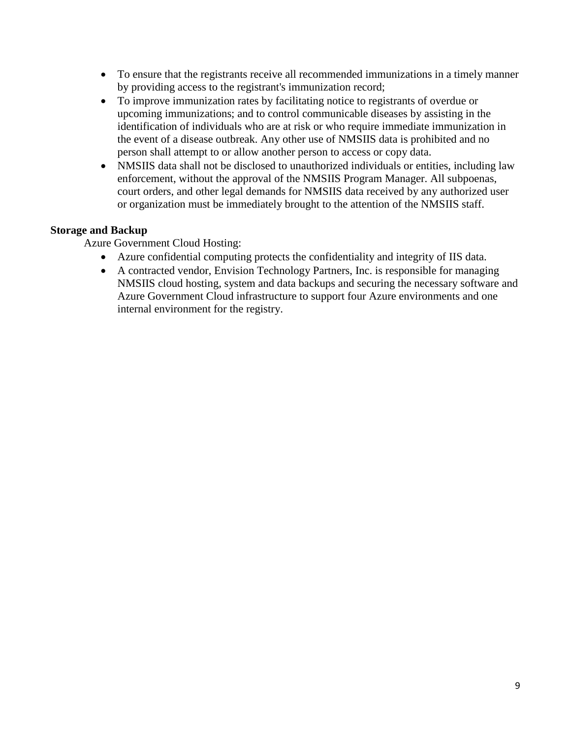- To ensure that the registrants receive all recommended immunizations in a timely manner by providing access to the registrant's immunization record;
- To improve immunization rates by facilitating notice to registrants of overdue or upcoming immunizations; and to control communicable diseases by assisting in the identification of individuals who are at risk or who require immediate immunization in the event of a disease outbreak. Any other use of NMSIIS data is prohibited and no person shall attempt to or allow another person to access or copy data.
- NMSIIS data shall not be disclosed to unauthorized individuals or entities, including law enforcement, without the approval of the NMSIIS Program Manager. All subpoenas, court orders, and other legal demands for NMSIIS data received by any authorized user or organization must be immediately brought to the attention of the NMSIIS staff.

**Storage and Backup**

Azure Government Cloud Hosting:

- Azure confidential computing protects the confidentiality and integrity of IIS data.
- A contracted vendor, Envision Technology Partners, Inc. is responsible for managing NMSIIS cloud hosting, system and data backups and securing the necessary software and Azure Government Cloud infrastructure to support four Azure environments and one internal environment for the registry.